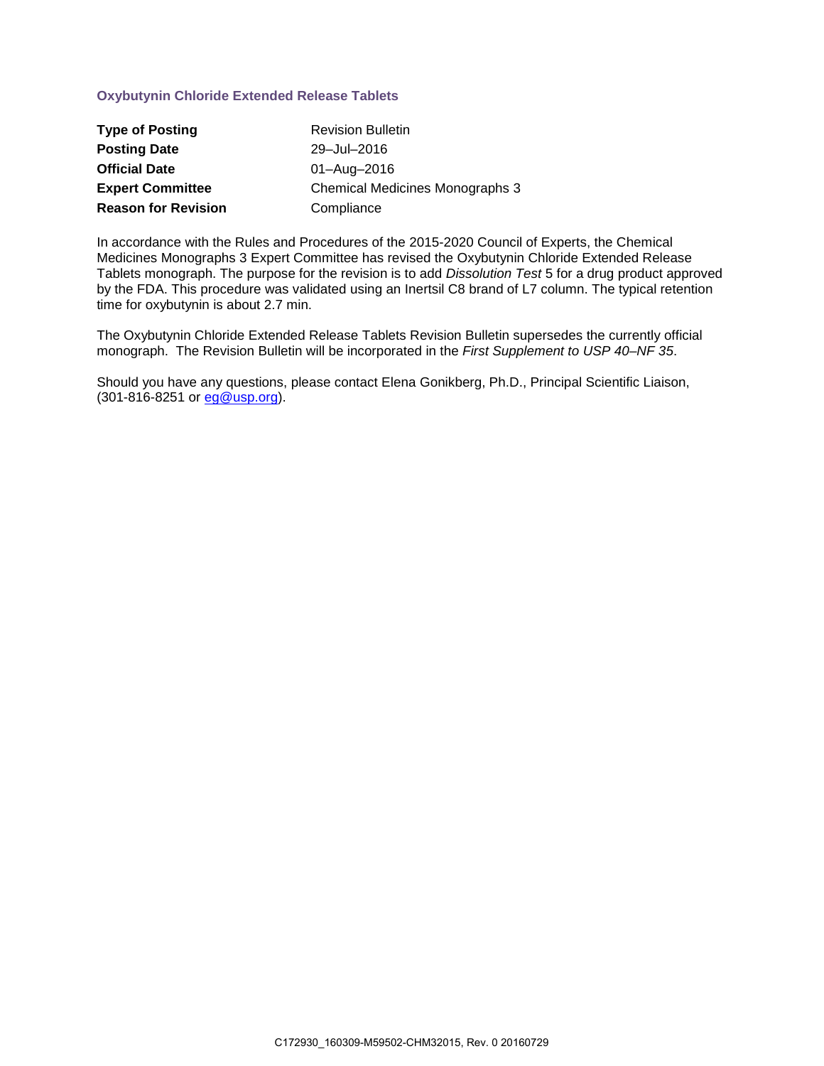## Oxybutynin Chloride Extended Release Tablets

| | |
|---|---|
| **Type of Posting** | Revision Bulletin |
| **Posting Date** | 29–Jul–2016 |
| **Official Date** | 01–Aug–2016 |
| **Expert Committee** | Chemical Medicines Monographs 3 |
| **Reason for Revision** | Compliance |

In accordance with the Rules and Procedures of the 2015-2020 Council of Experts, the Chemical Medicines Monographs 3 Expert Committee has revised the Oxybutynin Chloride Extended Release Tablets monograph. The purpose for the revision is to add *Dissolution Test* 5 for a drug product approved by the FDA. This procedure was validated using an Inertsil C8 brand of L7 column. The typical retention time for oxybutynin is about 2.7 min.

The Oxybutynin Chloride Extended Release Tablets Revision Bulletin supersedes the currently official monograph. The Revision Bulletin will be incorporated in the *First Supplement to USP 40–NF 35*.

Should you have any questions, please contact Elena Gonikberg, Ph.D., Principal Scientific Liaison, (301-816-8251 or eg@usp.org).

C172930_160309-M59502-CHM32015, Rev. 0 20160729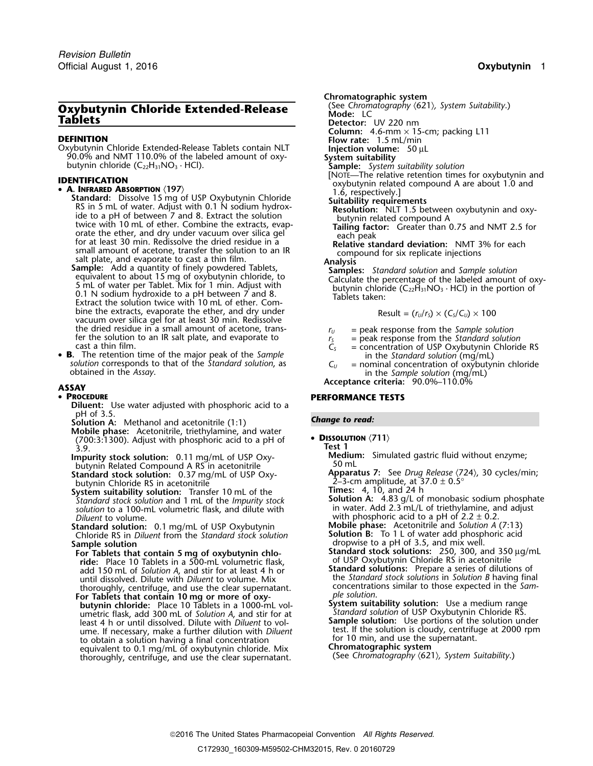# Oxybutynin Chloride Extended-Release Tablets

## DEFINITION

Oxybutynin Chloride Extended-Release Tablets contain NLT 90.0% and NMT 110.0% of the labeled amount of oxybutynin chloride ($C_{22}H_{31}NO_3 \cdot HCl$).

## IDENTIFICATION

- **A. Infrared Absorption** ⟨197⟩

  **Standard:** Dissolve 15 mg of USP Oxybutynin Chloride RS in 5 mL of water. Adjust with 0.1 N sodium hydroxide to a pH of between 7 and 8. Extract the solution twice with 10 mL of ether. Combine the extracts, evaporate the ether, and dry under vacuum over silica gel for at least 30 min. Redissolve the dried residue in a small amount of acetone, transfer the solution to an IR salt plate, and evaporate to cast a thin film.

  **Sample:** Add a quantity of finely powdered Tablets, equivalent to about 15 mg of oxybutynin chloride, to 5 mL of water per Tablet. Mix for 1 min. Adjust with 0.1 N sodium hydroxide to a pH between 7 and 8. Extract the solution twice with 10 mL of ether. Combine the extracts, evaporate the ether, and dry under vacuum over silica gel for at least 30 min. Redissolve the dried residue in a small amount of acetone, transfer the solution to an IR salt plate, and evaporate to cast a thin film.

- **B.** The retention time of the major peak of the *Sample solution* corresponds to that of the *Standard solution*, as obtained in the *Assay*.

## ASSAY

- **Procedure**

  **Diluent:** Use water adjusted with phosphoric acid to a pH of 3.5.

  **Solution A:** Methanol and acetonitrile (1:1)

  **Mobile phase:** Acetonitrile, triethylamine, and water (700:3:1300). Adjust with phosphoric acid to a pH of 3.9.

  **Impurity stock solution:** 0.11 mg/mL of USP Oxybutynin Related Compound A RS in acetonitrile

  **Standard stock solution:** 0.37 mg/mL of USP Oxybutynin Chloride RS in acetonitrile

  **System suitability solution:** Transfer 10 mL of the *Standard stock solution* and 1 mL of the *Impurity stock solution* to a 100-mL volumetric flask, and dilute with *Diluent* to volume.

  **Standard solution:** 0.1 mg/mL of USP Oxybutynin Chloride RS in *Diluent* from the *Standard stock solution*

  **Sample solution**

  **For Tablets that contain 5 mg of oxybutynin chloride:** Place 10 Tablets in a 500-mL volumetric flask, add 150 mL of *Solution A*, and stir for at least 4 h or until dissolved. Dilute with *Diluent* to volume. Mix thoroughly, centrifuge, and use the clear supernatant.

  **For Tablets that contain 10 mg or more of oxybutynin chloride:** Place 10 Tablets in a 1000-mL volumetric flask, add 300 mL of *Solution A*, and stir for at least 4 h or until dissolved. Dilute with *Diluent* to volume. If necessary, make a further dilution with *Diluent* to obtain a solution having a final concentration equivalent to 0.1 mg/mL of oxybutynin chloride. Mix thoroughly, centrifuge, and use the clear supernatant.

  **Chromatographic system**

  (See *Chromatography* ⟨621⟩*, System Suitability*.)

  **Mode:** LC

  **Detector:** UV 220 nm

  **Column:** 4.6-mm × 15-cm; packing L11

  **Flow rate:** 1.5 mL/min

  **Injection volume:** 50 µL

  **System suitability**

  **Sample:** *System suitability solution*

  [Note—The relative retention times for oxybutynin and oxybutynin related compound A are about 1.0 and 1.6, respectively.]

  **Suitability requirements**

  **Resolution:** NLT 1.5 between oxybutynin and oxybutynin related compound A

  **Tailing factor:** Greater than 0.75 and NMT 2.5 for each peak

  **Relative standard deviation:** NMT 3% for each compound for six replicate injections

  **Analysis**

  **Samples:** *Standard solution* and *Sample solution*

  Calculate the percentage of the labeled amount of oxybutynin chloride ($C_{22}H_{31}NO_3 \cdot HCl$) in the portion of Tablets taken:

  $$\text{Result} = (r_U/r_S) \times (C_S/C_U) \times 100$$

  $r_U$ = peak response from the *Sample solution*

  $r_S$ = peak response from the *Standard solution*

  $C_S$ = concentration of USP Oxybutynin Chloride RS in the *Standard solution* (mg/mL)

  $C_U$ = nominal concentration of oxybutynin chloride in the *Sample solution* (mg/mL)

  **Acceptance criteria:** 90.0%–110.0%

## PERFORMANCE TESTS

*Change to read:*

- **Dissolution** ⟨711⟩

  **Test 1**

  **Medium:** Simulated gastric fluid without enzyme; 50 mL

  **Apparatus 7:** See *Drug Release* ⟨724⟩, 30 cycles/min; 2–3-cm amplitude, at 37.0 ± 0.5°

  **Times:** 4, 10, and 24 h

  **Solution A:** 4.83 g/L of monobasic sodium phosphate in water. Add 2.3 mL/L of triethylamine, and adjust with phosphoric acid to a pH of 2.2 ± 0.2.

  **Mobile phase:** Acetonitrile and *Solution A* (7:13)

  **Solution B:** To 1 L of water add phosphoric acid dropwise to a pH of 3.5, and mix well.

  **Standard stock solutions:** 250, 300, and 350 µg/mL of USP Oxybutynin Chloride RS in acetonitrile

  **Standard solutions:** Prepare a series of dilutions of the *Standard stock solutions* in *Solution B* having final concentrations similar to those expected in the *Sample solution*.

  **System suitability solution:** Use a medium range *Standard solution* of USP Oxybutynin Chloride RS.

  **Sample solution:** Use portions of the solution under test. If the solution is cloudy, centrifuge at 2000 rpm for 10 min, and use the supernatant.

  **Chromatographic system**

  (See *Chromatography* ⟨621⟩*, System Suitability*.)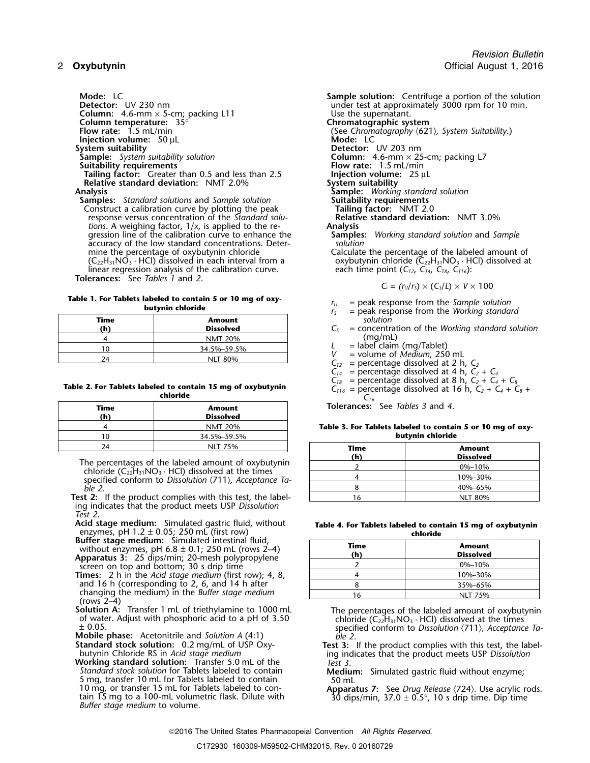**Mode:** LC
**Detector:** UV 230 nm
**Column:** 4.6-mm × 5-cm; packing L11
**Column temperature:** 35°
**Flow rate:** 1.5 mL/min
**Injection volume:** 50 µL

**System suitability**
**Sample:** *System suitability solution*
**Suitability requirements**
**Tailing factor:** Greater than 0.5 and less than 2.5
**Relative standard deviation:** NMT 2.0%

**Analysis**
**Samples:** *Standard solutions* and *Sample solution*
Construct a calibration curve by plotting the peak response versus concentration of the *Standard solutions*. A weighing factor, 1/*x*, is applied to the regression line of the calibration curve to enhance the accuracy of the low standard concentrations. Determine the percentage of oxybutynin chloride ($C_{22}H_{31}NO_3 \cdot HCl$) dissolved in each interval from a linear regression analysis of the calibration curve.

**Tolerances:** See *Tables 1* and *2*.

**Table 1. For Tablets labeled to contain 5 or 10 mg of oxybutynin chloride**

| Time (h) | Amount Dissolved |
|---|---|
| 4 | NMT 20% |
| 10 | 34.5%–59.5% |
| 24 | NLT 80% |

**Table 2. For Tablets labeled to contain 15 mg of oxybutynin chloride**

| Time (h) | Amount Dissolved |
|---|---|
| 4 | NMT 20% |
| 10 | 34.5%–59.5% |
| 24 | NLT 75% |

The percentages of the labeled amount of oxybutynin chloride ($C_{22}H_{31}NO_3 \cdot HCl$) dissolved at the times specified conform to *Dissolution* ⟨711⟩, *Acceptance Table 2*.

**Test 2:** If the product complies with this test, the labeling indicates that the product meets USP *Dissolution Test 2*.

**Acid stage medium:** Simulated gastric fluid, without enzymes, pH 1.2 ± 0.05; 250 mL (first row)
**Buffer stage medium:** Simulated intestinal fluid, without enzymes, pH 6.8 ± 0.1; 250 mL (rows 2–4)
**Apparatus 3:** 25 dips/min; 20-mesh polypropylene screen on top and bottom; 30 s drip time
**Times:** 2 h in the *Acid stage medium* (first row); 4, 8, and 16 h (corresponding to 2, 6, and 14 h after changing the medium) in the *Buffer stage medium* (rows 2–4)
**Solution A:** Transfer 1 mL of triethylamine to 1000 mL of water. Adjust with phosphoric acid to a pH of 3.50 ± 0.05.
**Mobile phase:** Acetonitrile and *Solution A* (4:1)
**Standard stock solution:** 0.2 mg/mL of USP Oxybutynin Chloride RS in *Acid stage medium*
**Working standard solution:** Transfer 5.0 mL of the *Standard stock solution* for Tablets labeled to contain 5 mg, transfer 10 mL for Tablets labeled to contain 10 mg, or transfer 15 mL for Tablets labeled to contain 15 mg to a 100-mL volumetric flask. Dilute with *Buffer stage medium* to volume.
**Sample solution:** Centrifuge a portion of the solution under test at approximately 3000 rpm for 10 min. Use the supernatant.

**Chromatographic system**
(See *Chromatography* ⟨621⟩, *System Suitability*.)
**Mode:** LC
**Detector:** UV 203 nm
**Column:** 4.6-mm × 25-cm; packing L7
**Flow rate:** 1.5 mL/min
**Injection volume:** 25 µL

**System suitability**
**Sample:** *Working standard solution*
**Suitability requirements**
**Tailing factor:** NMT 2.0
**Relative standard deviation:** NMT 3.0%

**Analysis**
**Samples:** *Working standard solution* and *Sample solution*
Calculate the percentage of the labeled amount of oxybutynin chloride ($C_{22}H_{31}NO_3 \cdot HCl$) dissolved at each time point ($C_{T2}$, $C_{T4}$, $C_{T8}$, $C_{T16}$):

$$C_i = (r_U/r_S) \times (C_S/L) \times V \times 100$$

$r_U$ = peak response from the *Sample solution*
$r_S$ = peak response from the *Working standard solution*
$C_S$ = concentration of the *Working standard solution* (mg/mL)
$L$ = label claim (mg/Tablet)
$V$ = volume of *Medium*, 250 mL
$C_{T2}$ = percentage dissolved at 2 h, $C_2$
$C_{T4}$ = percentage dissolved at 4 h, $C_2 + C_4$
$C_{T8}$ = percentage dissolved at 8 h, $C_2 + C_4 + C_8$
$C_{T16}$ = percentage dissolved at 16 h, $C_2 + C_4 + C_8 + C_{16}$

**Tolerances:** See *Tables 3* and *4*.

**Table 3. For Tablets labeled to contain 5 or 10 mg of oxybutynin chloride**

| Time (h) | Amount Dissolved |
|---|---|
| 2 | 0%–10% |
| 4 | 10%–30% |
| 8 | 40%–65% |
| 16 | NLT 80% |

**Table 4. For Tablets labeled to contain 15 mg of oxybutynin chloride**

| Time (h) | Amount Dissolved |
|---|---|
| 2 | 0%–10% |
| 4 | 10%–30% |
| 8 | 35%–65% |
| 16 | NLT 75% |

The percentages of the labeled amount of oxybutynin chloride ($C_{22}H_{31}NO_3 \cdot HCl$) dissolved at the times specified conform to *Dissolution* ⟨711⟩, *Acceptance Table 2*.

**Test 3:** If the product complies with this test, the labeling indicates that the product meets USP *Dissolution Test 3*.

**Medium:** Simulated gastric fluid without enzyme; 50 mL
**Apparatus 7:** See *Drug Release* ⟨724⟩. Use acrylic rods. 30 dips/min, 37.0 ± 0.5°, 10 s drip time. Dip time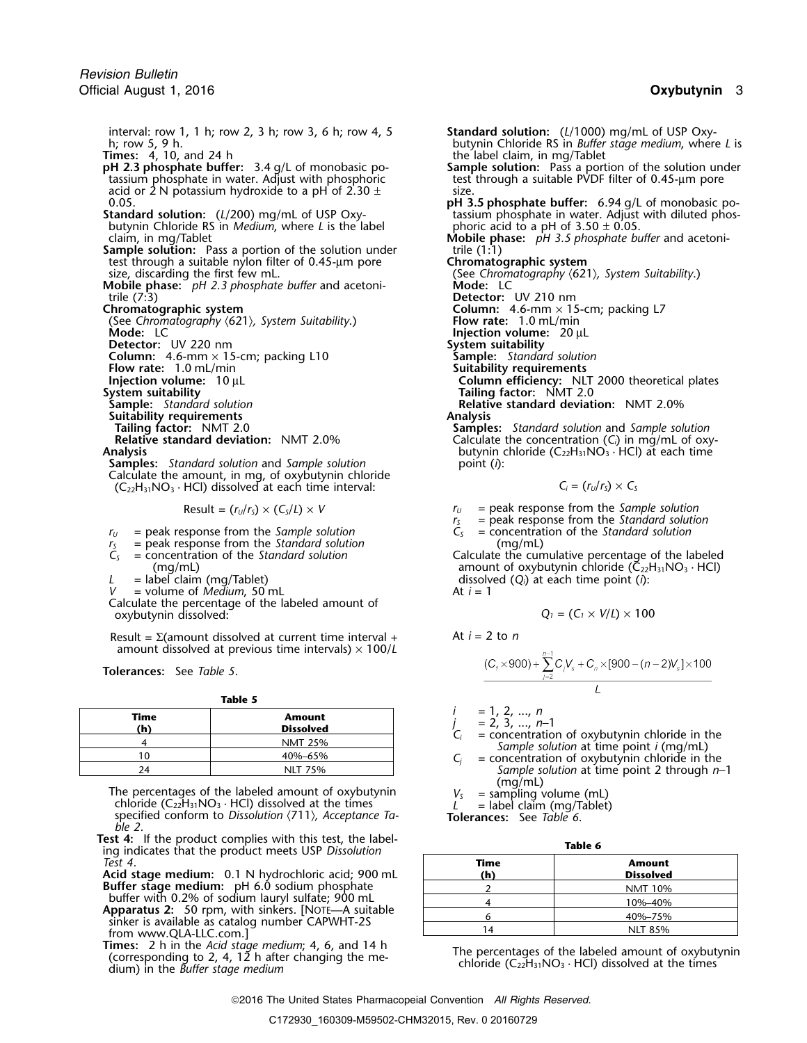interval: row 1, 1 h; row 2, 3 h; row 3, 6 h; row 4, 5 h; row 5, 9 h.

**Times:** 4, 10, and 24 h

**pH 2.3 phosphate buffer:** 3.4 g/L of monobasic potassium phosphate in water. Adjust with phosphoric acid or 2 N potassium hydroxide to a pH of 2.30 ± 0.05.

**Standard solution:** ($L$/200) mg/mL of USP Oxybutynin Chloride RS in *Medium*, where $L$ is the label claim, in mg/Tablet

**Sample solution:** Pass a portion of the solution under test through a suitable nylon filter of 0.45-µm pore size, discarding the first few mL.

**Mobile phase:** *pH 2.3 phosphate buffer* and acetonitrile (7:3)

**Chromatographic system**
(See *Chromatography* ⟨621⟩, *System Suitability*.)
**Mode:** LC
**Detector:** UV 220 nm
**Column:** 4.6-mm × 15-cm; packing L10
**Flow rate:** 1.0 mL/min
**Injection volume:** 10 µL

**System suitability**
**Sample:** *Standard solution*
**Suitability requirements**
**Tailing factor:** NMT 2.0
**Relative standard deviation:** NMT 2.0%

**Analysis**
**Samples:** *Standard solution* and *Sample solution*
Calculate the amount, in mg, of oxybutynin chloride ($C_{22}H_{31}NO_3 \cdot HCl$) dissolved at each time interval:

$$\text{Result} = (r_U/r_S) \times (C_S/L) \times V$$

$r_U$ = peak response from the *Sample solution*
$r_S$ = peak response from the *Standard solution*
$C_S$ = concentration of the *Standard solution* (mg/mL)
$L$ = label claim (mg/Tablet)
$V$ = volume of *Medium*, 50 mL

Calculate the percentage of the labeled amount of oxybutynin dissolved:

Result = Σ(amount dissolved at current time interval + amount dissolved at previous time intervals) × 100/$L$

**Tolerances:** See *Table 5*.

**Table 5**

| Time (h) | Amount Dissolved |
|---|---|
| 4 | NMT 25% |
| 10 | 40%–65% |
| 24 | NLT 75% |

The percentages of the labeled amount of oxybutynin chloride ($C_{22}H_{31}NO_3 \cdot HCl$) dissolved at the times specified conform to *Dissolution* ⟨711⟩, *Acceptance Table 2*.

**Test 4:** If the product complies with this test, the labeling indicates that the product meets USP *Dissolution Test 4*.

**Acid stage medium:** 0.1 N hydrochloric acid; 900 mL

**Buffer stage medium:** pH 6.0 sodium phosphate buffer with 0.2% of sodium lauryl sulfate; 900 mL

**Apparatus 2:** 50 rpm, with sinkers. [NOTE—A suitable sinker is available as catalog number CAPWHT-2S from www.QLA-LLC.com.]

**Times:** 2 h in the *Acid stage medium*; 4, 6, and 14 h (corresponding to 2, 4, 12 h after changing the medium) in the *Buffer stage medium*

**Standard solution:** ($L$/1000) mg/mL of USP Oxybutynin Chloride RS in *Buffer stage medium*, where $L$ is the label claim, in mg/Tablet

**Sample solution:** Pass a portion of the solution under test through a suitable PVDF filter of 0.45-µm pore size.

**pH 3.5 phosphate buffer:** 6.94 g/L of monobasic potassium phosphate in water. Adjust with diluted phosphoric acid to a pH of 3.50 ± 0.05.

**Mobile phase:** *pH 3.5 phosphate buffer* and acetonitrile (1:1)

**Chromatographic system**
(See *Chromatography* ⟨621⟩, *System Suitability*.)
**Mode:** LC
**Detector:** UV 210 nm
**Column:** 4.6-mm × 15-cm; packing L7
**Flow rate:** 1.0 mL/min
**Injection volume:** 20 µL

**System suitability**
**Sample:** *Standard solution*
**Suitability requirements**
**Column efficiency:** NLT 2000 theoretical plates
**Tailing factor:** NMT 2.0
**Relative standard deviation:** NMT 2.0%

**Analysis**
**Samples:** *Standard solution* and *Sample solution*
Calculate the concentration ($C_i$) in mg/mL of oxybutynin chloride ($C_{22}H_{31}NO_3 \cdot HCl$) at each time point ($i$):

$$C_i = (r_U/r_S) \times C_S$$

$r_U$ = peak response from the *Sample solution*
$r_S$ = peak response from the *Standard solution*
$C_S$ = concentration of the *Standard solution* (mg/mL)

Calculate the cumulative percentage of the labeled amount of oxybutynin chloride ($C_{22}H_{31}NO_3 \cdot HCl$) dissolved ($Q_i$) at each time point ($i$):

At $i$ = 1

$$Q_1 = (C_1 \times V/L) \times 100$$

At $i$ = 2 to $n$

$$\frac{(C_1 \times 900) + \sum_{j=2}^{n-1} C_j V_S + C_n \times [900 - (n-2)V_S] \times 100}{L}$$

$i$ = 1, 2, ..., $n$
$j$ = 2, 3, ..., $n$–1
$C_i$ = concentration of oxybutynin chloride in the *Sample solution* at time point $i$ (mg/mL)
$C_j$ = concentration of oxybutynin chloride in the *Sample solution* at time point 2 through $n$–1 (mg/mL)
$V_S$ = sampling volume (mL)
$L$ = label claim (mg/Tablet)

**Tolerances:** See *Table 6*.

**Table 6**

| Time (h) | Amount Dissolved |
|---|---|
| 2 | NMT 10% |
| 4 | 10%–40% |
| 6 | 40%–75% |
| 14 | NLT 85% |

The percentages of the labeled amount of oxybutynin chloride ($C_{22}H_{31}NO_3 \cdot HCl$) dissolved at the times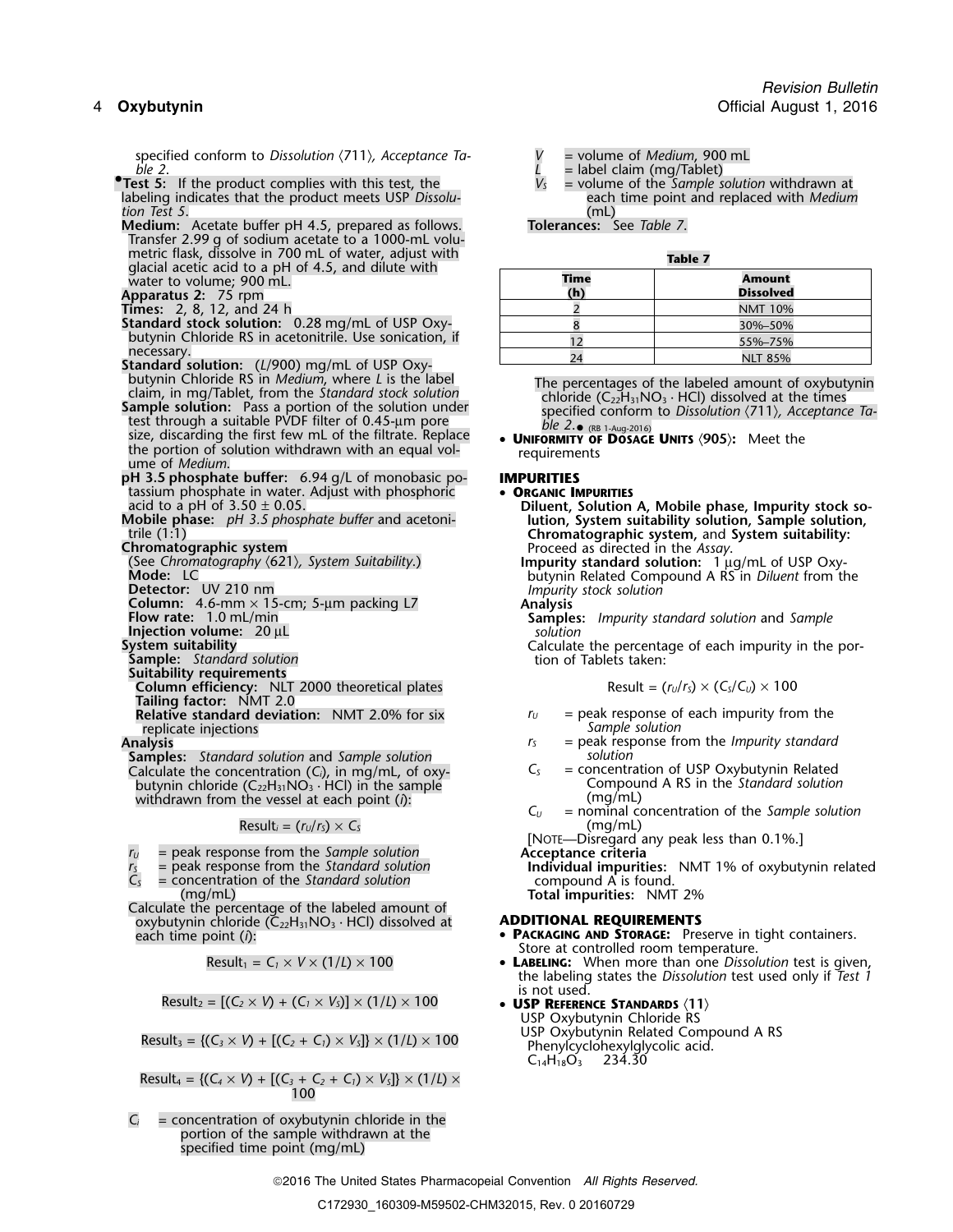specified conform to *Dissolution* ⟨711⟩, *Acceptance Table 2*.

•**Test 5:** If the product complies with this test, the labeling indicates that the product meets USP *Dissolution Test 5*.

**Medium:** Acetate buffer pH 4.5, prepared as follows. Transfer 2.99 g of sodium acetate to a 1000-mL volumetric flask, dissolve in 700 mL of water, adjust with glacial acetic acid to a pH of 4.5, and dilute with water to volume; 900 mL.

**Apparatus 2:** 75 rpm

**Times:** 2, 8, 12, and 24 h

**Standard stock solution:** 0.28 mg/mL of USP Oxybutynin Chloride RS in acetonitrile. Use sonication, if necessary.

**Standard solution:** ($L$/900) mg/mL of USP Oxybutynin Chloride RS in *Medium*, where $L$ is the label claim, in mg/Tablet, from the *Standard stock solution*

**Sample solution:** Pass a portion of the solution under test through a suitable PVDF filter of 0.45-µm pore size, discarding the first few mL of the filtrate. Replace the portion of solution withdrawn with an equal volume of *Medium*.

**pH 3.5 phosphate buffer:** 6.94 g/L of monobasic potassium phosphate in water. Adjust with phosphoric acid to a pH of 3.50 ± 0.05.

**Mobile phase:** *pH 3.5 phosphate buffer* and acetonitrile (1:1)

**Chromatographic system**

(See *Chromatography* ⟨621⟩, *System Suitability*.)

**Mode:** LC

**Detector:** UV 210 nm

**Column:** 4.6-mm × 15-cm; 5-µm packing L7

**Flow rate:** 1.0 mL/min

**Injection volume:** 20 µL

**System suitability**

**Sample:** *Standard solution*

**Suitability requirements**

**Column efficiency:** NLT 2000 theoretical plates

**Tailing factor:** NMT 2.0

**Relative standard deviation:** NMT 2.0% for six replicate injections

**Analysis**

**Samples:** *Standard solution* and *Sample solution*

Calculate the concentration ($C_i$), in mg/mL, of oxybutynin chloride ($C_{22}H_{31}NO_3 \cdot HCl$) in the sample withdrawn from the vessel at each point ($i$):

$$\text{Result}_i = (r_U/r_S) \times C_S$$

$r_U$ = peak response from the *Sample solution*
$r_S$ = peak response from the *Standard solution*
$C_S$ = concentration of the *Standard solution* (mg/mL)

Calculate the percentage of the labeled amount of oxybutynin chloride ($C_{22}H_{31}NO_3 \cdot HCl$) dissolved at each time point ($i$):

$$\text{Result}_1 = C_1 \times V \times (1/L) \times 100$$

$$\text{Result}_2 = [(C_2 \times V) + (C_1 \times V_S)] \times (1/L) \times 100$$

$$\text{Result}_3 = \{(C_3 \times V) + [(C_2 + C_1) \times V_S]\} \times (1/L) \times 100$$

$$\text{Result}_4 = \{(C_4 \times V) + [(C_3 + C_2 + C_1) \times V_S]\} \times (1/L) \times 100$$

$C_i$ = concentration of oxybutynin chloride in the portion of the sample withdrawn at the specified time point (mg/mL)
$V$ = volume of *Medium*, 900 mL
$L$ = label claim (mg/Tablet)
$V_S$ = volume of the *Sample solution* withdrawn at each time point and replaced with *Medium* (mL)

**Tolerances:** See *Table 7*.

**Table 7**

| Time (h) | Amount Dissolved |
|---|---|
| 2 | NMT 10% |
| 8 | 30%–50% |
| 12 | 55%–75% |
| 24 | NLT 85% |

The percentages of the labeled amount of oxybutynin chloride ($C_{22}H_{31}NO_3 \cdot HCl$) dissolved at the times specified conform to *Dissolution* ⟨711⟩, *Acceptance Table 2*.• (RB 1-Aug-2016)

• **Uniformity of Dosage Units** ⟨905⟩: Meet the requirements

## IMPURITIES

• **Organic Impurities**

**Diluent, Solution A, Mobile phase, Impurity stock solution, System suitability solution, Sample solution, Chromatographic system,** and **System suitability:** Proceed as directed in the *Assay*.

**Impurity standard solution:** 1 µg/mL of USP Oxybutynin Related Compound A RS in *Diluent* from the *Impurity stock solution*

**Analysis**

**Samples:** *Impurity standard solution* and *Sample solution*

Calculate the percentage of each impurity in the portion of Tablets taken:

$$\text{Result} = (r_U/r_S) \times (C_S/C_U) \times 100$$

$r_U$ = peak response of each impurity from the *Sample solution*
$r_S$ = peak response from the *Impurity standard solution*
$C_S$ = concentration of USP Oxybutynin Related Compound A RS in the *Standard solution* (mg/mL)
$C_U$ = nominal concentration of the *Sample solution* (mg/mL)

[Note—Disregard any peak less than 0.1%.]

**Acceptance criteria**

**Individual impurities:** NMT 1% of oxybutynin related compound A is found.

**Total impurities:** NMT 2%

## ADDITIONAL REQUIREMENTS

• **Packaging and Storage:** Preserve in tight containers. Store at controlled room temperature.

• **Labeling:** When more than one *Dissolution* test is given, the labeling states the *Dissolution* test used only if *Test 1* is not used.

• **USP Reference Standards** ⟨11⟩

USP Oxybutynin Chloride RS

USP Oxybutynin Related Compound A RS
Phenylcyclohexylglycolic acid.
$C_{14}H_{18}O_3$ 234.30